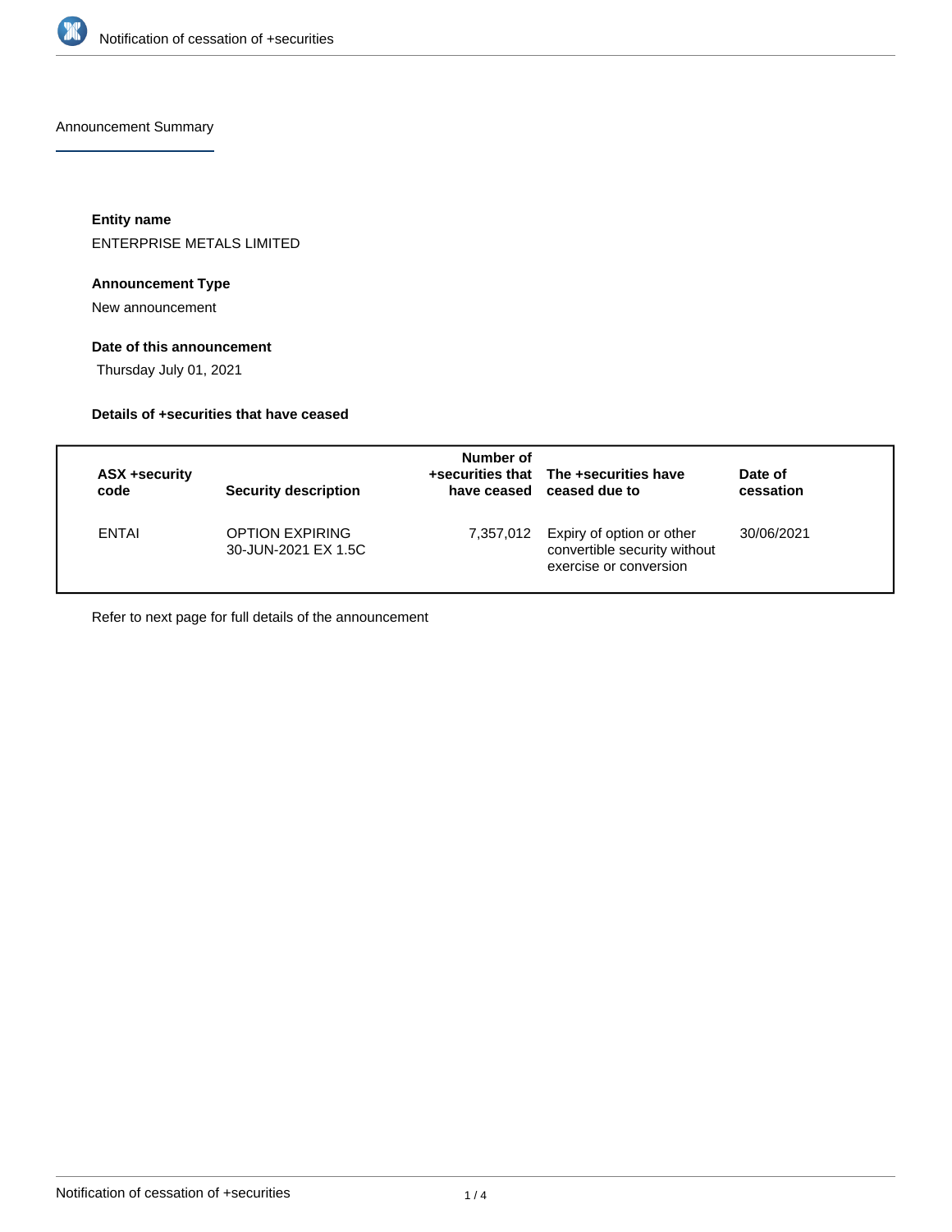## Announcement Summary

**Entity name**

ENTERPRISE METALS LIMITED

**Announcement Type**

New announcement

**Date of this announcement**

Thursday July 01, 2021

**Details of +securities that have ceased**

| ASX +security code | Security description | Number of +securities that have ceased | The +securities have ceased due to | Date of cessation |
| --- | --- | --- | --- | --- |
| ENTAI | OPTION EXPIRING 30-JUN-2021 EX 1.5C | 7,357,012 | Expiry of option or other convertible security without exercise or conversion | 30/06/2021 |

Refer to next page for full details of the announcement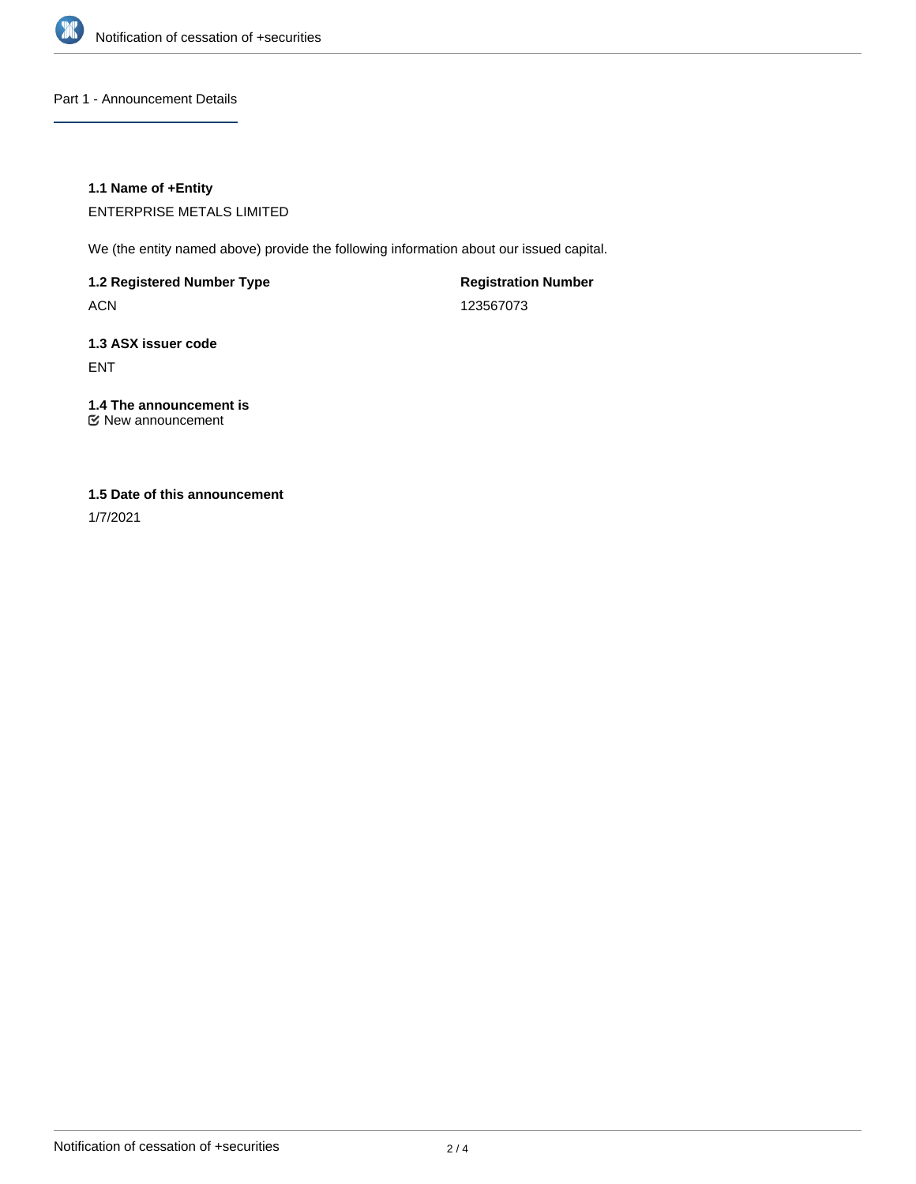Part 1 - Announcement Details

**1.1 Name of +Entity**

ENTERPRISE METALS LIMITED

We (the entity named above) provide the following information about our issued capital.

**1.2 Registered Number Type**

ACN

**Registration Number**

123567073

**1.3 ASX issuer code**

ENT

**1.4 The announcement is**

☑ New announcement

**1.5 Date of this announcement**

1/7/2021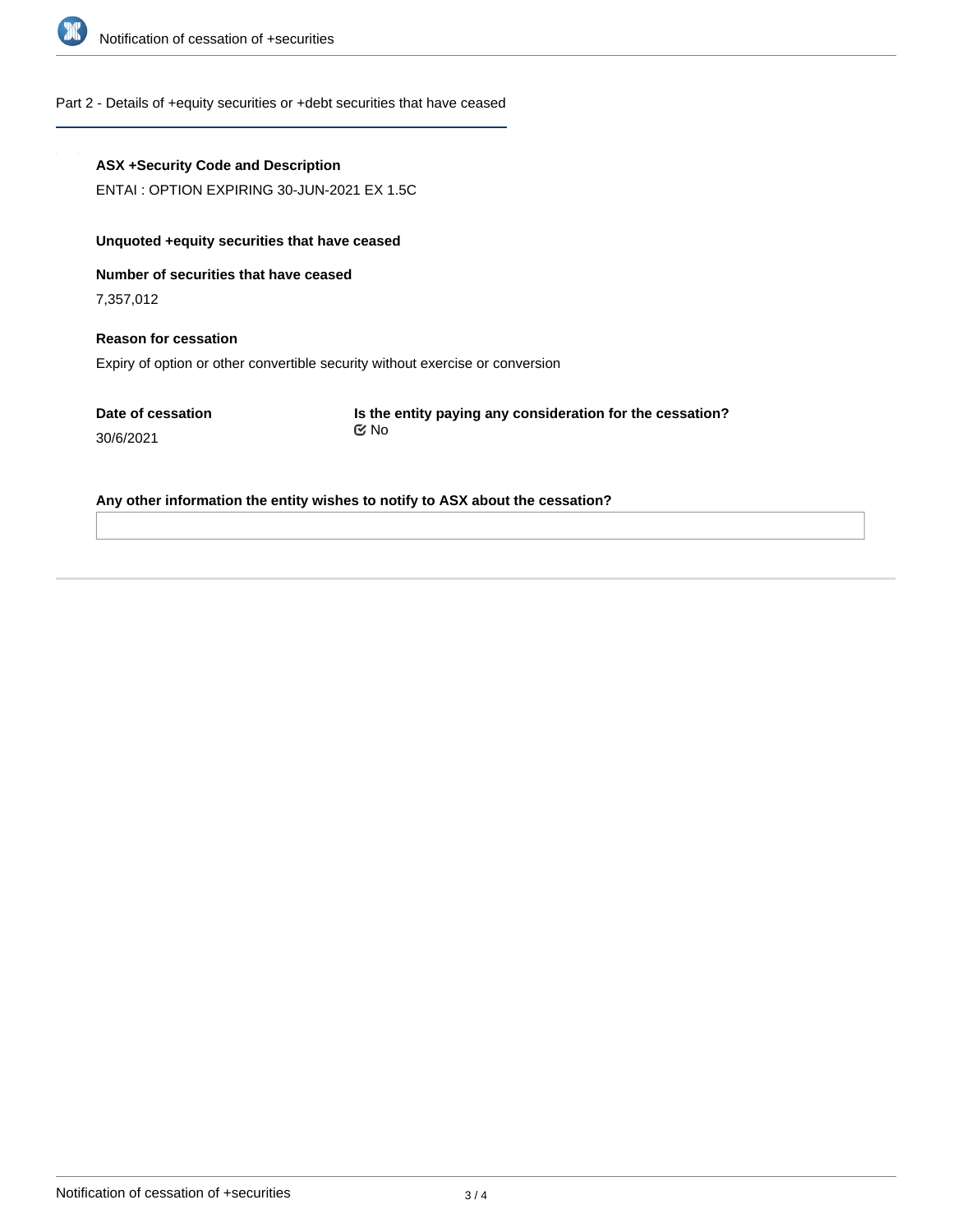## Part 2 - Details of +equity securities or +debt securities that have ceased

**ASX +Security Code and Description**

ENTAI : OPTION EXPIRING 30-JUN-2021 EX 1.5C

**Unquoted +equity securities that have ceased**

**Number of securities that have ceased**

7,357,012

**Reason for cessation**

Expiry of option or other convertible security without exercise or conversion

**Date of cessation**

30/6/2021

**Is the entity paying any consideration for the cessation?**

☑ No

**Any other information the entity wishes to notify to ASX about the cessation?**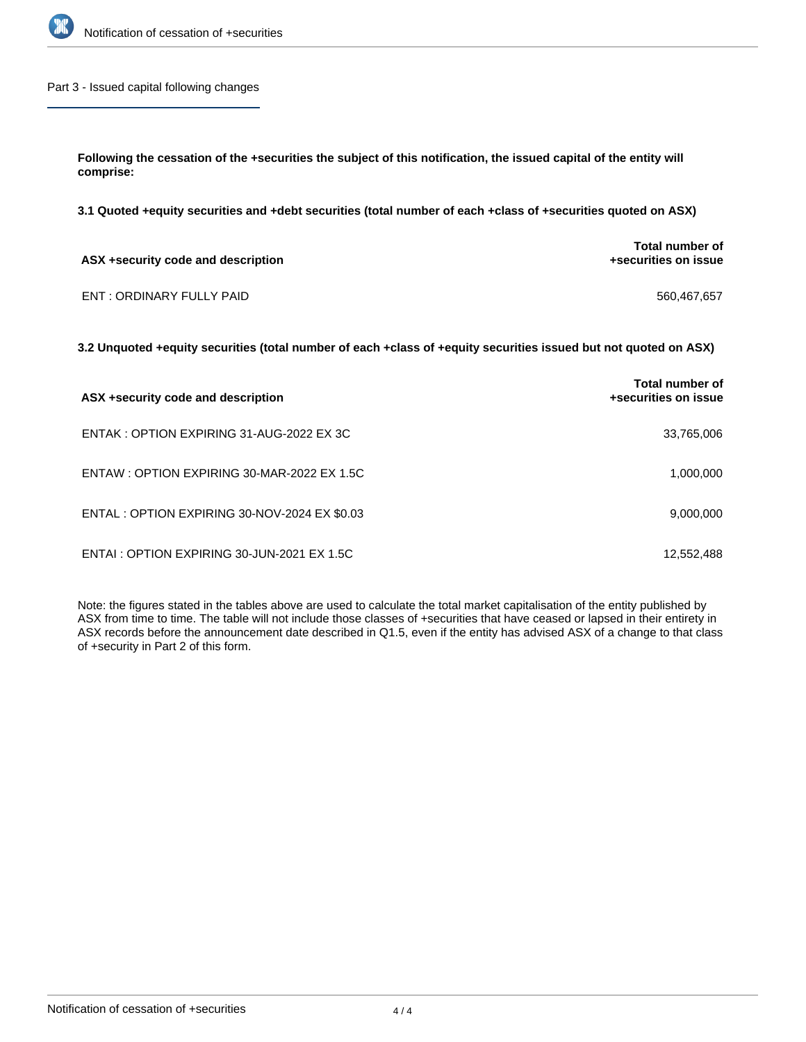## Part 3 - Issued capital following changes

**Following the cessation of the +securities the subject of this notification, the issued capital of the entity will comprise:**

**3.1 Quoted +equity securities and +debt securities (total number of each +class of +securities quoted on ASX)**

| ASX +security code and description | Total number of +securities on issue |
|---|---|
| ENT : ORDINARY FULLY PAID | 560,467,657 |

**3.2 Unquoted +equity securities (total number of each +class of +equity securities issued but not quoted on ASX)**

| ASX +security code and description | Total number of +securities on issue |
|---|---|
| ENTAK : OPTION EXPIRING 31-AUG-2022 EX 3C | 33,765,006 |
| ENTAW : OPTION EXPIRING 30-MAR-2022 EX 1.5C | 1,000,000 |
| ENTAL : OPTION EXPIRING 30-NOV-2024 EX $0.03 | 9,000,000 |
| ENTAI : OPTION EXPIRING 30-JUN-2021 EX 1.5C | 12,552,488 |

Note: the figures stated in the tables above are used to calculate the total market capitalisation of the entity published by ASX from time to time. The table will not include those classes of +securities that have ceased or lapsed in their entirety in ASX records before the announcement date described in Q1.5, even if the entity has advised ASX of a change to that class of +security in Part 2 of this form.